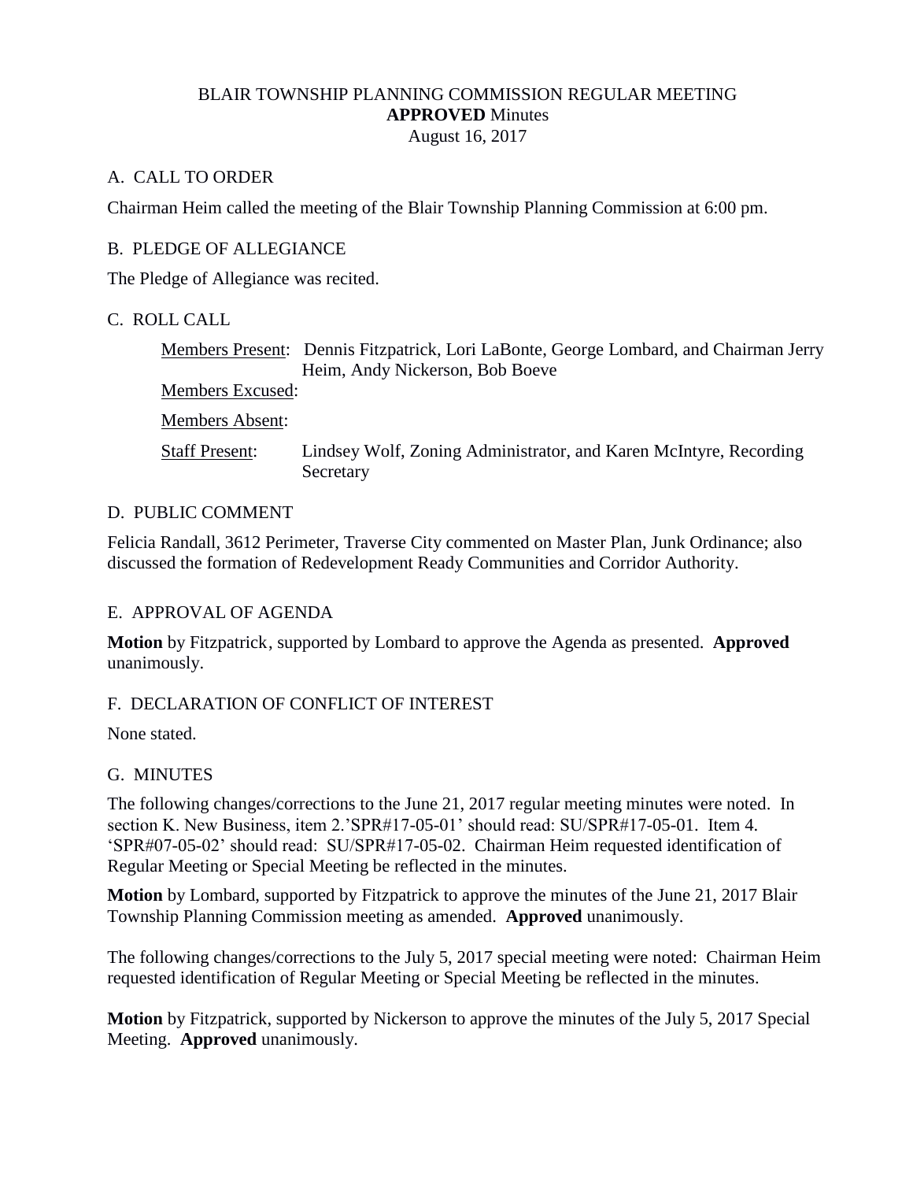# BLAIR TOWNSHIP PLANNING COMMISSION REGULAR MEETING
## **APPROVED** Minutes
August 16, 2017

## A. CALL TO ORDER

Chairman Heim called the meeting of the Blair Township Planning Commission at 6:00 pm.

## B. PLEDGE OF ALLEGIANCE

The Pledge of Allegiance was recited.

## C. ROLL CALL

Members Present: Dennis Fitzpatrick, Lori LaBonte, George Lombard, and Chairman Jerry Heim, Andy Nickerson, Bob Boeve

Members Excused:

Members Absent:

Staff Present: Lindsey Wolf, Zoning Administrator, and Karen McIntyre, Recording Secretary

## D. PUBLIC COMMENT

Felicia Randall, 3612 Perimeter, Traverse City commented on Master Plan, Junk Ordinance; also discussed the formation of Redevelopment Ready Communities and Corridor Authority.

## E. APPROVAL OF AGENDA

**Motion** by Fitzpatrick, supported by Lombard to approve the Agenda as presented. **Approved** unanimously.

## F. DECLARATION OF CONFLICT OF INTEREST

None stated.

## G. MINUTES

The following changes/corrections to the June 21, 2017 regular meeting minutes were noted. In section K. New Business, item 2.'SPR#17-05-01' should read: SU/SPR#17-05-01. Item 4. 'SPR#07-05-02' should read: SU/SPR#17-05-02. Chairman Heim requested identification of Regular Meeting or Special Meeting be reflected in the minutes.

**Motion** by Lombard, supported by Fitzpatrick to approve the minutes of the June 21, 2017 Blair Township Planning Commission meeting as amended. **Approved** unanimously.

The following changes/corrections to the July 5, 2017 special meeting were noted: Chairman Heim requested identification of Regular Meeting or Special Meeting be reflected in the minutes.

**Motion** by Fitzpatrick, supported by Nickerson to approve the minutes of the July 5, 2017 Special Meeting. **Approved** unanimously.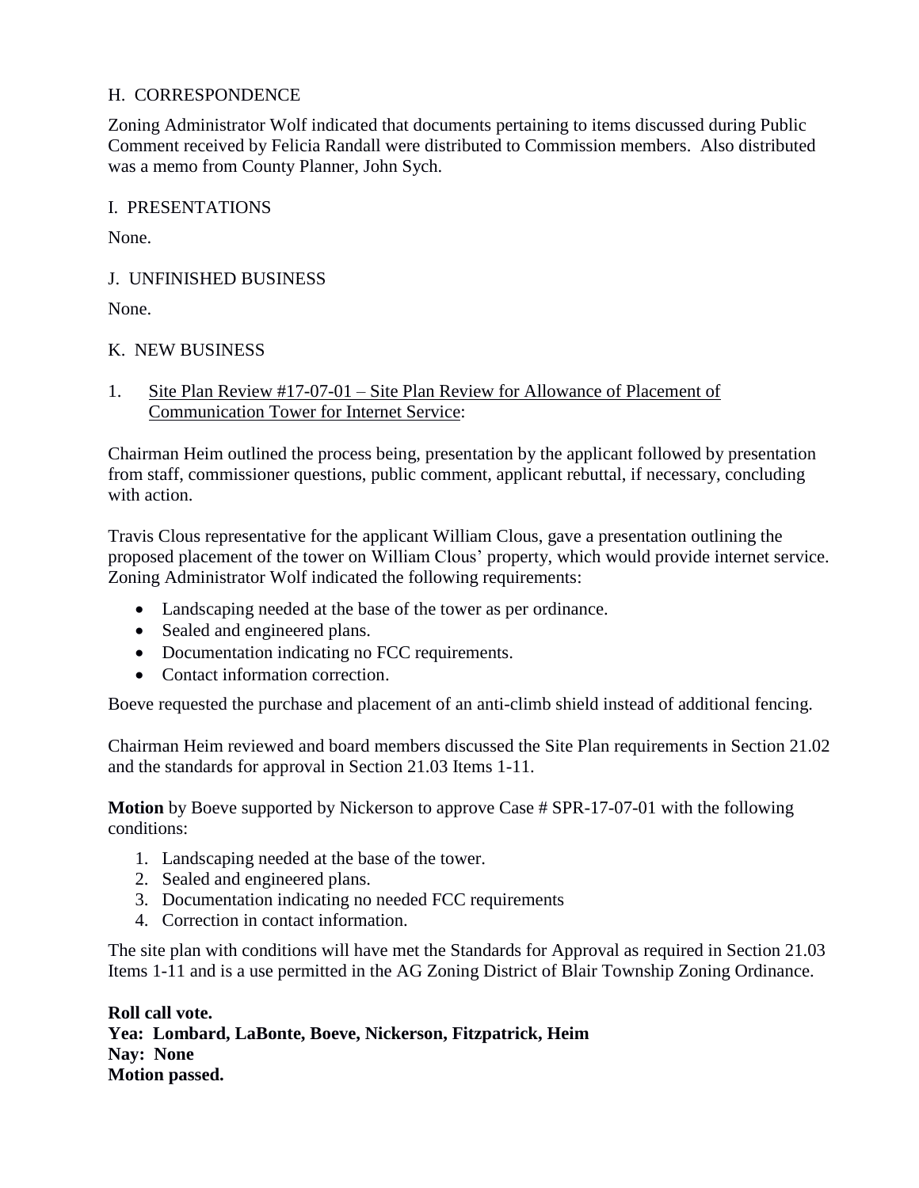## H. CORRESPONDENCE

Zoning Administrator Wolf indicated that documents pertaining to items discussed during Public Comment received by Felicia Randall were distributed to Commission members. Also distributed was a memo from County Planner, John Sych.

## I. PRESENTATIONS

None.

## J. UNFINISHED BUSINESS

None.

## K. NEW BUSINESS

1. <u>Site Plan Review #17-07-01 – Site Plan Review for Allowance of Placement of Communication Tower for Internet Service</u>:

Chairman Heim outlined the process being, presentation by the applicant followed by presentation from staff, commissioner questions, public comment, applicant rebuttal, if necessary, concluding with action.

Travis Clous representative for the applicant William Clous, gave a presentation outlining the proposed placement of the tower on William Clous' property, which would provide internet service. Zoning Administrator Wolf indicated the following requirements:

- Landscaping needed at the base of the tower as per ordinance.
- Sealed and engineered plans.
- Documentation indicating no FCC requirements.
- Contact information correction.

Boeve requested the purchase and placement of an anti-climb shield instead of additional fencing.

Chairman Heim reviewed and board members discussed the Site Plan requirements in Section 21.02 and the standards for approval in Section 21.03 Items 1-11.

**Motion** by Boeve supported by Nickerson to approve Case # SPR-17-07-01 with the following conditions:

1. Landscaping needed at the base of the tower.
2. Sealed and engineered plans.
3. Documentation indicating no needed FCC requirements
4. Correction in contact information.

The site plan with conditions will have met the Standards for Approval as required in Section 21.03 Items 1-11 and is a use permitted in the AG Zoning District of Blair Township Zoning Ordinance.

**Roll call vote.**
**Yea: Lombard, LaBonte, Boeve, Nickerson, Fitzpatrick, Heim**
**Nay: None**
**Motion passed.**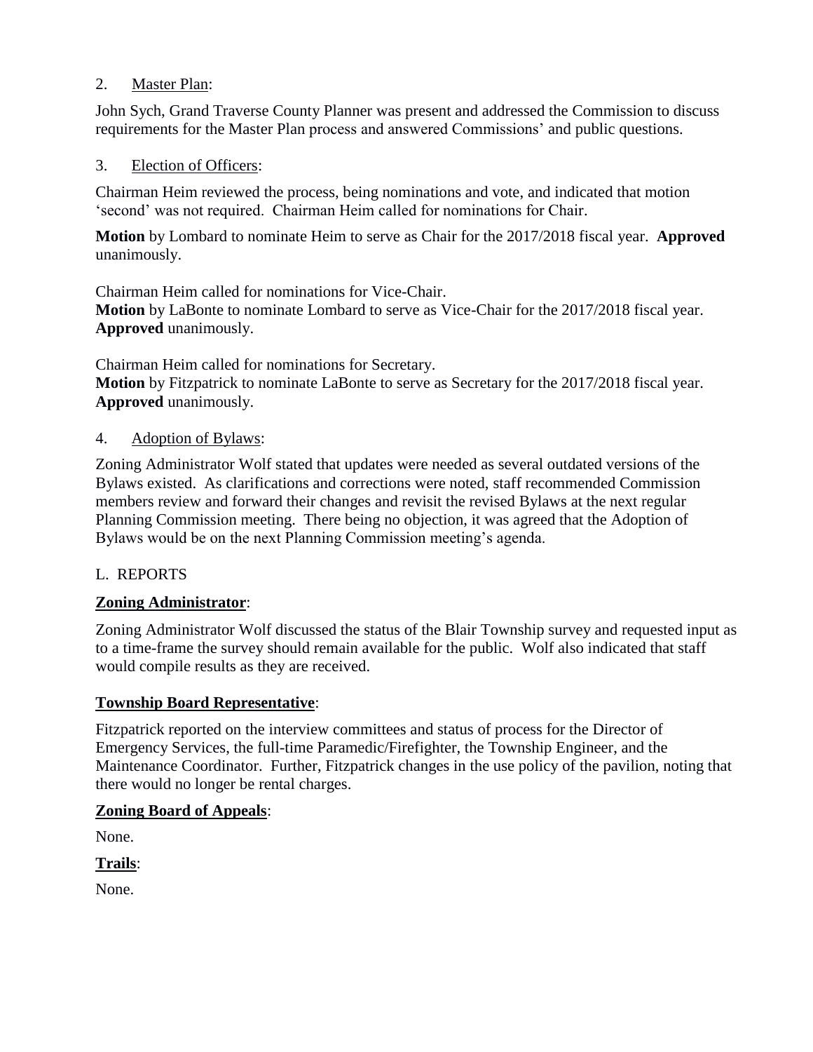2. Master Plan:

John Sych, Grand Traverse County Planner was present and addressed the Commission to discuss requirements for the Master Plan process and answered Commissions' and public questions.

3. Election of Officers:

Chairman Heim reviewed the process, being nominations and vote, and indicated that motion 'second' was not required. Chairman Heim called for nominations for Chair.

**Motion** by Lombard to nominate Heim to serve as Chair for the 2017/2018 fiscal year. **Approved** unanimously.

Chairman Heim called for nominations for Vice-Chair.
**Motion** by LaBonte to nominate Lombard to serve as Vice-Chair for the 2017/2018 fiscal year. **Approved** unanimously.

Chairman Heim called for nominations for Secretary.
**Motion** by Fitzpatrick to nominate LaBonte to serve as Secretary for the 2017/2018 fiscal year. **Approved** unanimously.

4. Adoption of Bylaws:

Zoning Administrator Wolf stated that updates were needed as several outdated versions of the Bylaws existed. As clarifications and corrections were noted, staff recommended Commission members review and forward their changes and revisit the revised Bylaws at the next regular Planning Commission meeting. There being no objection, it was agreed that the Adoption of Bylaws would be on the next Planning Commission meeting's agenda.

L. REPORTS

**Zoning Administrator**:

Zoning Administrator Wolf discussed the status of the Blair Township survey and requested input as to a time-frame the survey should remain available for the public. Wolf also indicated that staff would compile results as they are received.

**Township Board Representative**:

Fitzpatrick reported on the interview committees and status of process for the Director of Emergency Services, the full-time Paramedic/Firefighter, the Township Engineer, and the Maintenance Coordinator. Further, Fitzpatrick changes in the use policy of the pavilion, noting that there would no longer be rental charges.

**Zoning Board of Appeals**:

None.

**Trails**:

None.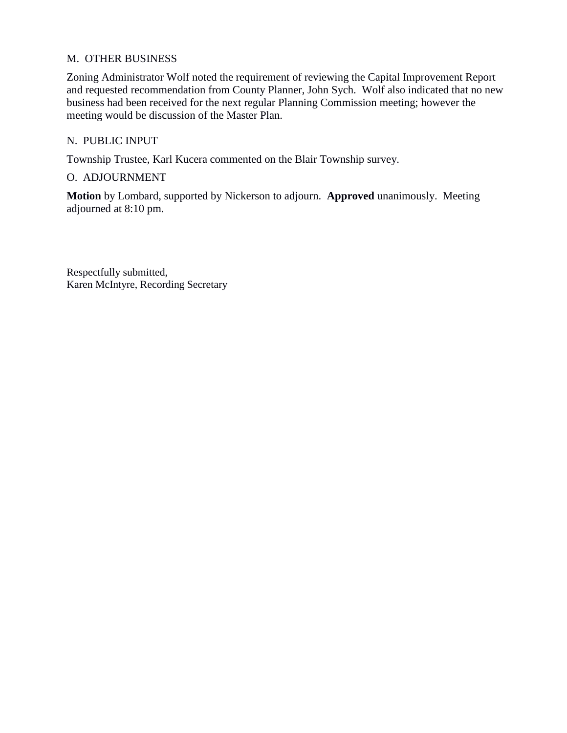M. OTHER BUSINESS

Zoning Administrator Wolf noted the requirement of reviewing the Capital Improvement Report and requested recommendation from County Planner, John Sych. Wolf also indicated that no new business had been received for the next regular Planning Commission meeting; however the meeting would be discussion of the Master Plan.

N. PUBLIC INPUT

Township Trustee, Karl Kucera commented on the Blair Township survey.

O. ADJOURNMENT

**Motion** by Lombard, supported by Nickerson to adjourn. **Approved** unanimously. Meeting adjourned at 8:10 pm.

Respectfully submitted,
Karen McIntyre, Recording Secretary